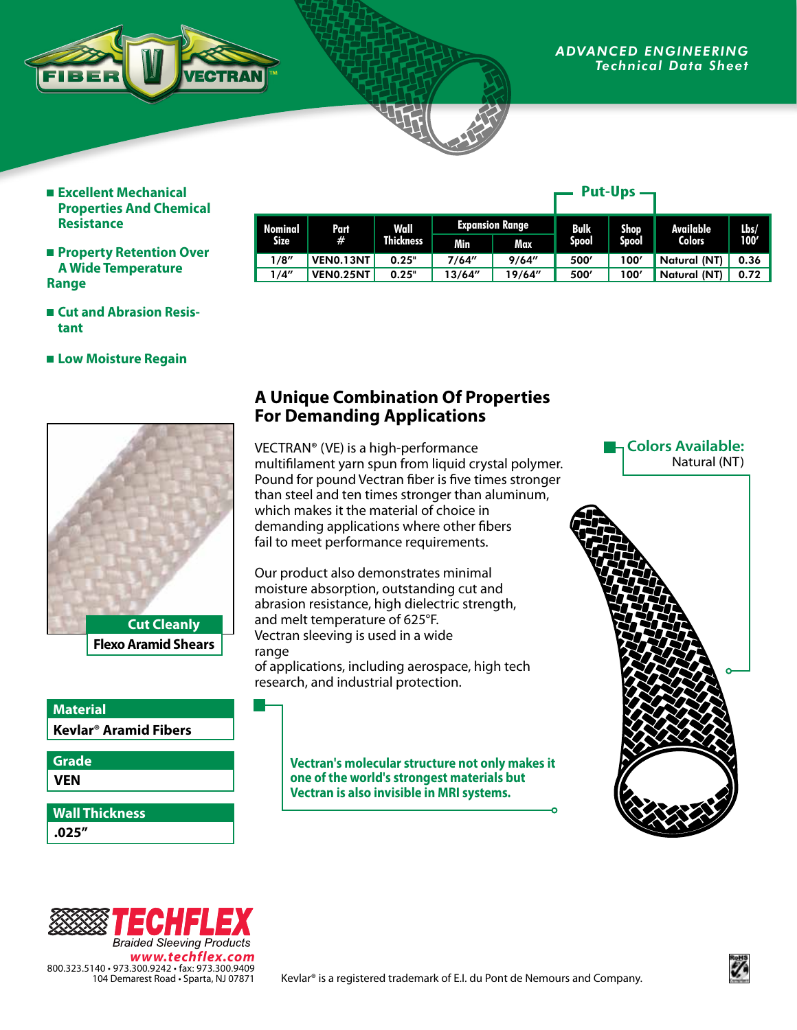ADVANCED ENGINEERING
*Technical Data Sheet*

- **Excellent Mechanical Properties And Chemical Resistance**
- **Property Retention Over A Wide Temperature Range**
- **Cut and Abrasion Resistant**
- **Low Moisture Regain**

| Nominal Size | Part # | Wall Thickness | Expansion Range | | Put-Ups | | Available Colors | Lbs/ 100' |
|---|---|---|---|---|---|---|---|---|
| | | | Min | Max | Bulk Spool | Shop Spool | | |
| 1/8" | VEN0.13NT | 0.25" | 7/64" | 9/64" | 500' | 100' | Natural (NT) | 0.36 |
| 1/4" | VEN0.25NT | 0.25" | 13/64" | 19/64" | 500' | 100' | Natural (NT) | 0.72 |

## A Unique Combination Of Properties For Demanding Applications

VECTRAN® (VE) is a high-performance multifilament yarn spun from liquid crystal polymer. Pound for pound Vectran fiber is five times stronger than steel and ten times stronger than aluminum, which makes it the material of choice in demanding applications where other fibers fail to meet performance requirements.

Our product also demonstrates minimal moisture absorption, outstanding cut and abrasion resistance, high dielectric strength, and melt temperature of 625°F.
Vectran sleeving is used in a wide range of applications, including aerospace, high tech research, and industrial protection.

**Colors Available:**
Natural (NT)

**Cut Cleanly**
**Flexo Aramid Shears**

**Vectran's molecular structure not only makes it one of the world's strongest materials but Vectran is also invisible in MRI systems.**

| Material |
|---|
| Kevlar® Aramid Fibers |

| Grade |
|---|
| VEN |

| Wall Thickness |
|---|
| .025" |

**TECHFLEX**
*Braided Sleeving Products*
www.techflex.com
800.323.5140 • 973.300.9242 • fax: 973.300.9409
104 Demarest Road • Sparta, NJ 07871

Kevlar® is a registered trademark of E.I. du Pont de Nemours and Company.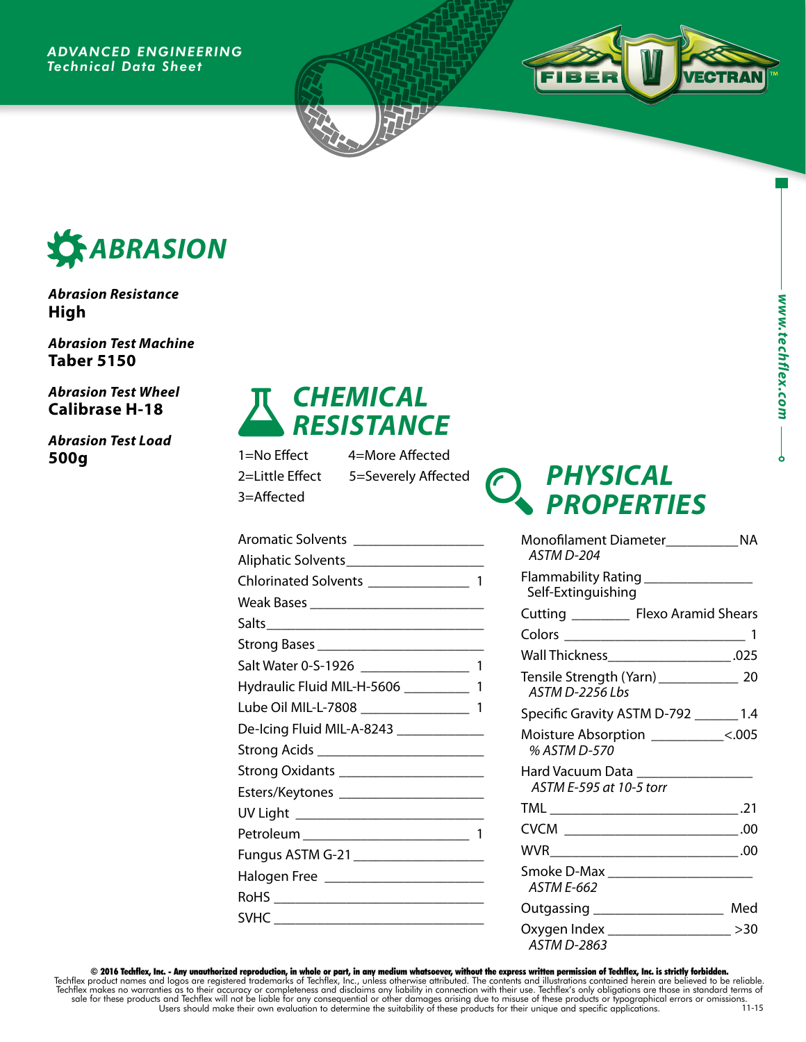ADVANCED ENGINEERING
Technical Data Sheet

FIBER VECTRAN™

## ABRASION

***Abrasion Resistance***
**High**

***Abrasion Test Machine***
**Taber 5150**

***Abrasion Test Wheel***
**Calibrase H-18**

***Abrasion Test Load***
**500g**

## CHEMICAL RESISTANCE

1=No Effect
2=Little Effect
3=Affected
4=More Affected
5=Severely Affected

| | |
|---|---|
| Aromatic Solvents | |
| Aliphatic Solvents | |
| Chlorinated Solvents | 1 |
| Weak Bases | |
| Salts | |
| Strong Bases | |
| Salt Water 0-S-1926 | 1 |
| Hydraulic Fluid MIL-H-5606 | 1 |
| Lube Oil MIL-L-7808 | 1 |
| De-Icing Fluid MIL-A-8243 | |
| Strong Acids | |
| Strong Oxidants | |
| Esters/Keytones | |
| UV Light | |
| Petroleum | 1 |
| Fungus ASTM G-21 | |
| Halogen Free | |
| RoHS | |
| SVHC | |

## PHYSICAL PROPERTIES

| | |
|---|---|
| Monofilament Diameter *ASTM D-204* | NA |
| Flammability Rating | Self-Extinguishing |
| Cutting | Flexo Aramid Shears |
| Colors | 1 |
| Wall Thickness | .025 |
| Tensile Strength (Yarn) *ASTM D-2256 Lbs* | 20 |
| Specific Gravity ASTM D-792 | 1.4 |
| Moisture Absorption *% ASTM D-570* | <.005 |
| Hard Vacuum Data *ASTM E-595 at 10-5 torr* | |
| TML | .21 |
| CVCM | .00 |
| WVR | .00 |
| Smoke D-Max *ASTM E-662* | |
| Outgassing | Med |
| Oxygen Index *ASTM D-2863* | >30 |

www.techflex.com

**© 2016 Techflex, Inc. - Any unauthorized reproduction, in whole or part, in any medium whatsoever, without the express written permission of Techflex, Inc. is strictly forbidden.**
Techflex product names and logos are registered trademarks of Techflex, Inc., unless otherwise attributed. The contents and illustrations contained herein are believed to be reliable. Techflex makes no warranties as to their accuracy or completeness and disclaims any liability in connection with their use. Techflex's only obligations are those in standard terms of sale for these products and Techflex will not be liable for any consequential or other damages arising due to misuse of these products or typographical errors or omissions. Users should make their own evaluation to determine the suitability of these products for their unique and specific applications.

11-15